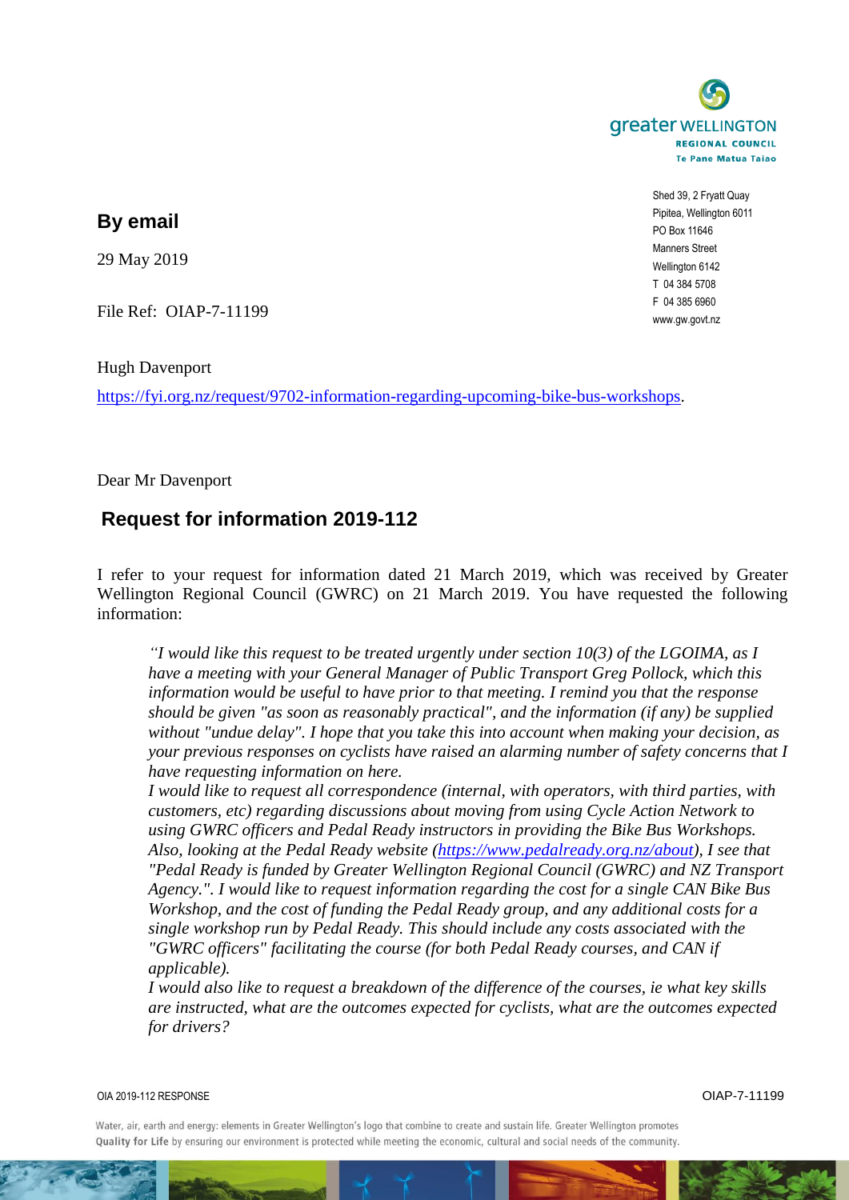greater WELLINGTON
REGIONAL COUNCIL
Te Pane Matua Taiao

Shed 39, 2 Fryatt Quay
Pipitea, Wellington 6011
PO Box 11646
Manners Street
Wellington 6142
T 04 384 5708
F 04 385 6960
www.gw.govt.nz

**By email**

29 May 2019

File Ref: OIAP-7-11199

Hugh Davenport

https://fyi.org.nz/request/9702-information-regarding-upcoming-bike-bus-workshops.

Dear Mr Davenport

## Request for information 2019-112

I refer to your request for information dated 21 March 2019, which was received by Greater Wellington Regional Council (GWRC) on 21 March 2019. You have requested the following information:

> *"I would like this request to be treated urgently under section 10(3) of the LGOIMA, as I have a meeting with your General Manager of Public Transport Greg Pollock, which this information would be useful to have prior to that meeting. I remind you that the response should be given "as soon as reasonably practical", and the information (if any) be supplied without "undue delay". I hope that you take this into account when making your decision, as your previous responses on cyclists have raised an alarming number of safety concerns that I have requesting information on here.*
>
> *I would like to request all correspondence (internal, with operators, with third parties, with customers, etc) regarding discussions about moving from using Cycle Action Network to using GWRC officers and Pedal Ready instructors in providing the Bike Bus Workshops. Also, looking at the Pedal Ready website (https://www.pedalready.org.nz/about), I see that "Pedal Ready is funded by Greater Wellington Regional Council (GWRC) and NZ Transport Agency.". I would like to request information regarding the cost for a single CAN Bike Bus Workshop, and the cost of funding the Pedal Ready group, and any additional costs for a single workshop run by Pedal Ready. This should include any costs associated with the "GWRC officers" facilitating the course (for both Pedal Ready courses, and CAN if applicable).*
>
> *I would also like to request a breakdown of the difference of the courses, ie what key skills are instructed, what are the outcomes expected for cyclists, what are the outcomes expected for drivers?*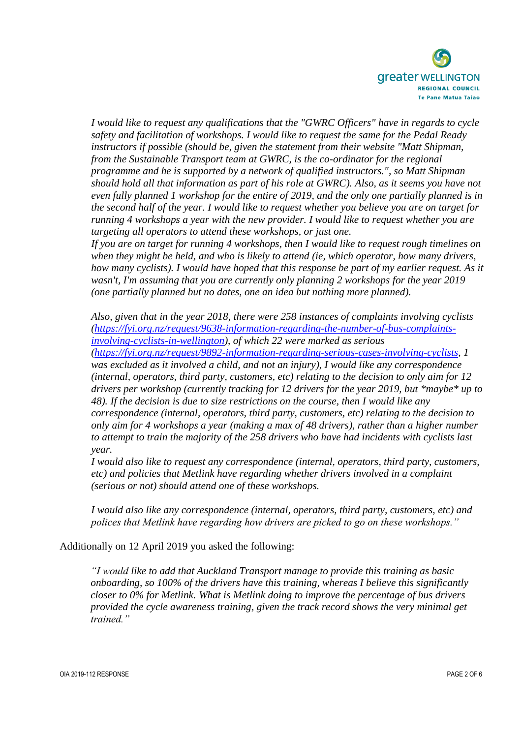*I would like to request any qualifications that the "GWRC Officers" have in regards to cycle safety and facilitation of workshops. I would like to request the same for the Pedal Ready instructors if possible (should be, given the statement from their website "Matt Shipman, from the Sustainable Transport team at GWRC, is the co-ordinator for the regional programme and he is supported by a network of qualified instructors.", so Matt Shipman should hold all that information as part of his role at GWRC). Also, as it seems you have not even fully planned 1 workshop for the entire of 2019, and the only one partially planned is in the second half of the year. I would like to request whether you believe you are on target for running 4 workshops a year with the new provider. I would like to request whether you are targeting all operators to attend these workshops, or just one.*
*If you are on target for running 4 workshops, then I would like to request rough timelines on when they might be held, and who is likely to attend (ie, which operator, how many drivers, how many cyclists). I would have hoped that this response be part of my earlier request. As it wasn't, I'm assuming that you are currently only planning 2 workshops for the year 2019 (one partially planned but no dates, one an idea but nothing more planned).*

*Also, given that in the year 2018, there were 258 instances of complaints involving cyclists ([https://fyi.org.nz/request/9638-information-regarding-the-number-of-bus-complaints-involving-cyclists-in-wellington](https://fyi.org.nz/request/9638-information-regarding-the-number-of-bus-complaints-involving-cyclists-in-wellington)), of which 22 were marked as serious ([https://fyi.org.nz/request/9892-information-regarding-serious-cases-involving-cyclists](https://fyi.org.nz/request/9892-information-regarding-serious-cases-involving-cyclists), 1 was excluded as it involved a child, and not an injury), I would like any correspondence (internal, operators, third party, customers, etc) relating to the decision to only aim for 12 drivers per workshop (currently tracking for 12 drivers for the year 2019, but *maybe* up to 48). If the decision is due to size restrictions on the course, then I would like any correspondence (internal, operators, third party, customers, etc) relating to the decision to only aim for 4 workshops a year (making a max of 48 drivers), rather than a higher number to attempt to train the majority of the 258 drivers who have had incidents with cyclists last year.*
*I would also like to request any correspondence (internal, operators, third party, customers, etc) and policies that Metlink have regarding whether drivers involved in a complaint (serious or not) should attend one of these workshops.*

*I would also like any correspondence (internal, operators, third party, customers, etc) and polices that Metlink have regarding how drivers are picked to go on these workshops."*

Additionally on 12 April 2019 you asked the following:

*"I would like to add that Auckland Transport manage to provide this training as basic onboarding, so 100% of the drivers have this training, whereas I believe this significantly closer to 0% for Metlink. What is Metlink doing to improve the percentage of bus drivers provided the cycle awareness training, given the track record shows the very minimal get trained."*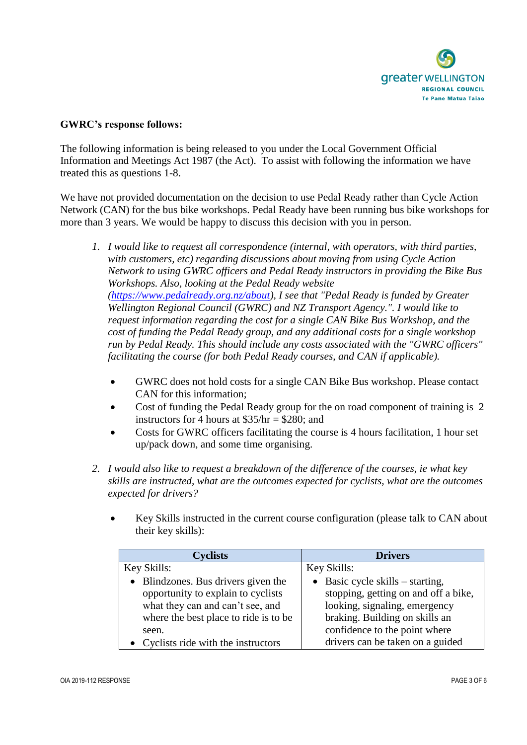**GWRC's response follows:**

The following information is being released to you under the Local Government Official Information and Meetings Act 1987 (the Act). To assist with following the information we have treated this as questions 1-8.

We have not provided documentation on the decision to use Pedal Ready rather than Cycle Action Network (CAN) for the bus bike workshops. Pedal Ready have been running bus bike workshops for more than 3 years. We would be happy to discuss this decision with you in person.

1. *I would like to request all correspondence (internal, with operators, with third parties, with customers, etc) regarding discussions about moving from using Cycle Action Network to using GWRC officers and Pedal Ready instructors in providing the Bike Bus Workshops. Also, looking at the Pedal Ready website ([https://www.pedalready.org.nz/about](https://www.pedalready.org.nz/about)), I see that "Pedal Ready is funded by Greater Wellington Regional Council (GWRC) and NZ Transport Agency.". I would like to request information regarding the cost for a single CAN Bike Bus Workshop, and the cost of funding the Pedal Ready group, and any additional costs for a single workshop run by Pedal Ready. This should include any costs associated with the "GWRC officers" facilitating the course (for both Pedal Ready courses, and CAN if applicable).*

   - GWRC does not hold costs for a single CAN Bike Bus workshop. Please contact CAN for this information;
   - Cost of funding the Pedal Ready group for the on road component of training is 2 instructors for 4 hours at $35/hr = $280; and
   - Costs for GWRC officers facilitating the course is 4 hours facilitation, 1 hour set up/pack down, and some time organising.

2. *I would also like to request a breakdown of the difference of the courses, ie what key skills are instructed, what are the outcomes expected for cyclists, what are the outcomes expected for drivers?*

   - Key Skills instructed in the current course configuration (please talk to CAN about their key skills):

| Cyclists | Drivers |
|---|---|
| Key Skills:<br>• Blindzones. Bus drivers given the opportunity to explain to cyclists what they can and can't see, and where the best place to ride is to be seen.<br>• Cyclists ride with the instructors | Key Skills:<br>• Basic cycle skills – starting, stopping, getting on and off a bike, looking, signaling, emergency braking. Building on skills an confidence to the point where drivers can be taken on a guided |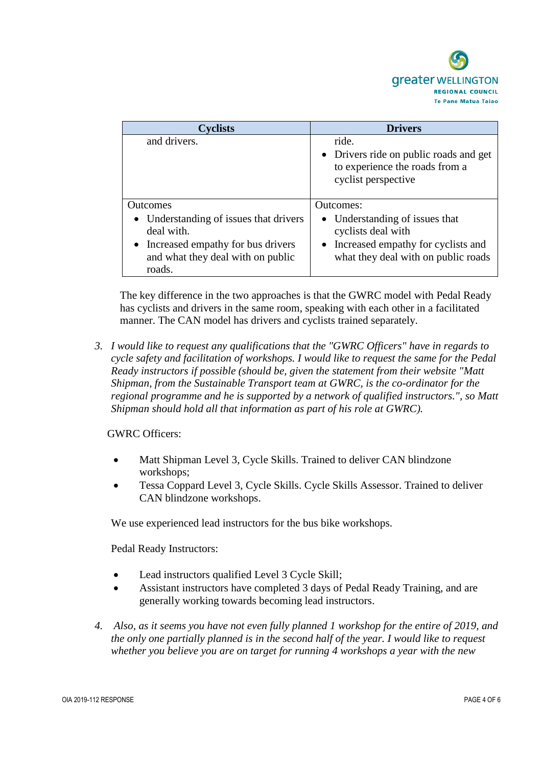| Cyclists | Drivers |
|---|---|
| and drivers. | ride.<br>• Drivers ride on public roads and get to experience the roads from a cyclist perspective |
| Outcomes<br>• Understanding of issues that drivers deal with.<br>• Increased empathy for bus drivers and what they deal with on public roads. | Outcomes:<br>• Understanding of issues that cyclists deal with<br>• Increased empathy for cyclists and what they deal with on public roads |

The key difference in the two approaches is that the GWRC model with Pedal Ready has cyclists and drivers in the same room, speaking with each other in a facilitated manner. The CAN model has drivers and cyclists trained separately.

3. *I would like to request any qualifications that the "GWRC Officers" have in regards to cycle safety and facilitation of workshops. I would like to request the same for the Pedal Ready instructors if possible (should be, given the statement from their website "Matt Shipman, from the Sustainable Transport team at GWRC, is the co-ordinator for the regional programme and he is supported by a network of qualified instructors.", so Matt Shipman should hold all that information as part of his role at GWRC).*

GWRC Officers:

- Matt Shipman Level 3, Cycle Skills. Trained to deliver CAN blindzone workshops;
- Tessa Coppard Level 3, Cycle Skills. Cycle Skills Assessor. Trained to deliver CAN blindzone workshops.

We use experienced lead instructors for the bus bike workshops.

Pedal Ready Instructors:

- Lead instructors qualified Level 3 Cycle Skill;
- Assistant instructors have completed 3 days of Pedal Ready Training, and are generally working towards becoming lead instructors.

4. *Also, as it seems you have not even fully planned 1 workshop for the entire of 2019, and the only one partially planned is in the second half of the year. I would like to request whether you believe you are on target for running 4 workshops a year with the new*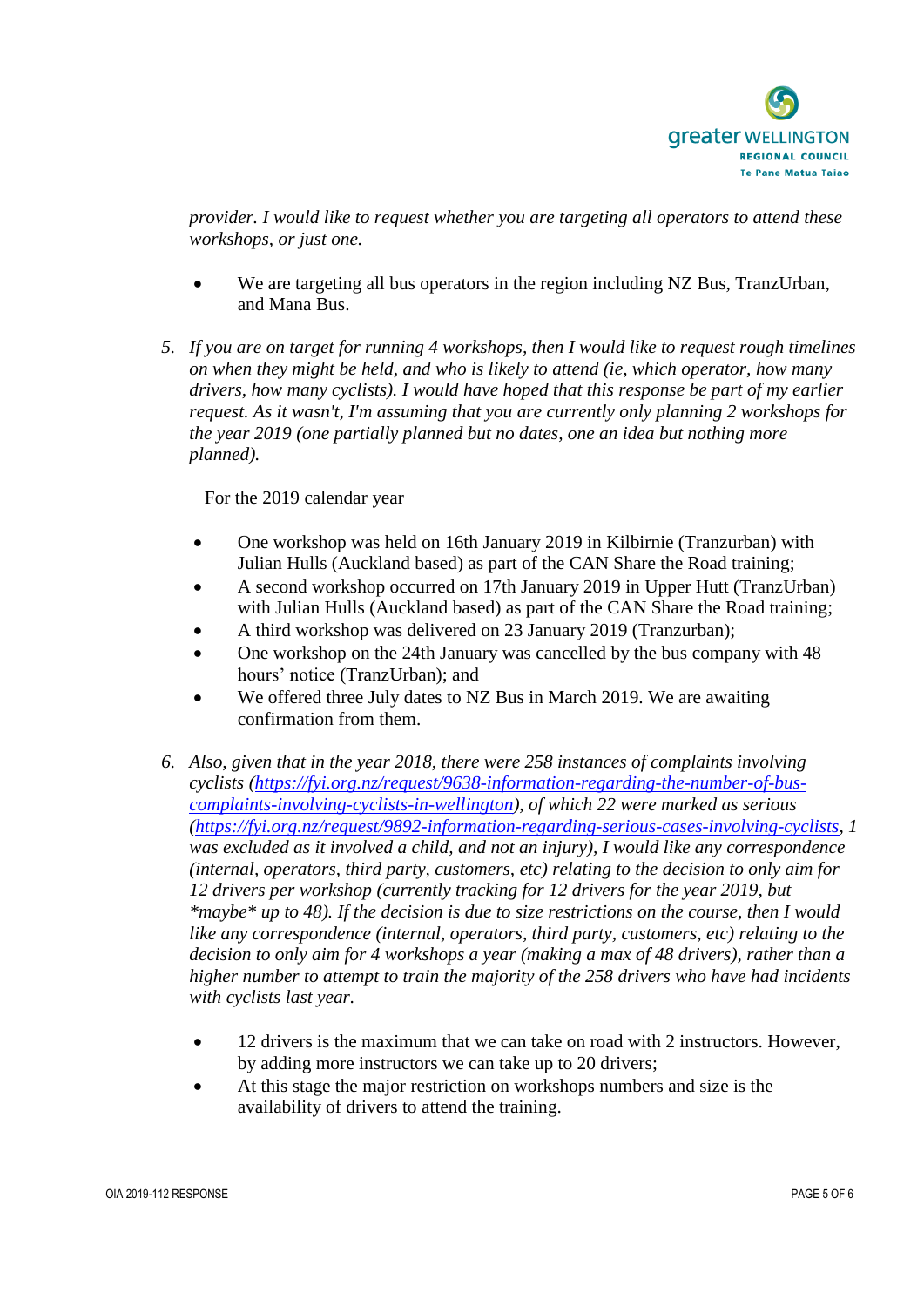*provider. I would like to request whether you are targeting all operators to attend these workshops, or just one.*

- We are targeting all bus operators in the region including NZ Bus, TranzUrban, and Mana Bus.

5. *If you are on target for running 4 workshops, then I would like to request rough timelines on when they might be held, and who is likely to attend (ie, which operator, how many drivers, how many cyclists). I would have hoped that this response be part of my earlier request. As it wasn't, I'm assuming that you are currently only planning 2 workshops for the year 2019 (one partially planned but no dates, one an idea but nothing more planned).*

   For the 2019 calendar year

- One workshop was held on 16th January 2019 in Kilbirnie (Tranzurban) with Julian Hulls (Auckland based) as part of the CAN Share the Road training;
- A second workshop occurred on 17th January 2019 in Upper Hutt (TranzUrban) with Julian Hulls (Auckland based) as part of the CAN Share the Road training;
- A third workshop was delivered on 23 January 2019 (Tranzurban);
- One workshop on the 24th January was cancelled by the bus company with 48 hours' notice (TranzUrban); and
- We offered three July dates to NZ Bus in March 2019. We are awaiting confirmation from them.

6. *Also, given that in the year 2018, there were 258 instances of complaints involving cyclists ([https://fyi.org.nz/request/9638-information-regarding-the-number-of-bus-complaints-involving-cyclists-in-wellington](https://fyi.org.nz/request/9638-information-regarding-the-number-of-bus-complaints-involving-cyclists-in-wellington)), of which 22 were marked as serious ([https://fyi.org.nz/request/9892-information-regarding-serious-cases-involving-cyclists](https://fyi.org.nz/request/9892-information-regarding-serious-cases-involving-cyclists), 1 was excluded as it involved a child, and not an injury), I would like any correspondence (internal, operators, third party, customers, etc) relating to the decision to only aim for 12 drivers per workshop (currently tracking for 12 drivers for the year 2019, but *maybe* up to 48). If the decision is due to size restrictions on the course, then I would like any correspondence (internal, operators, third party, customers, etc) relating to the decision to only aim for 4 workshops a year (making a max of 48 drivers), rather than a higher number to attempt to train the majority of the 258 drivers who have had incidents with cyclists last year.*

- 12 drivers is the maximum that we can take on road with 2 instructors. However, by adding more instructors we can take up to 20 drivers;
- At this stage the major restriction on workshops numbers and size is the availability of drivers to attend the training.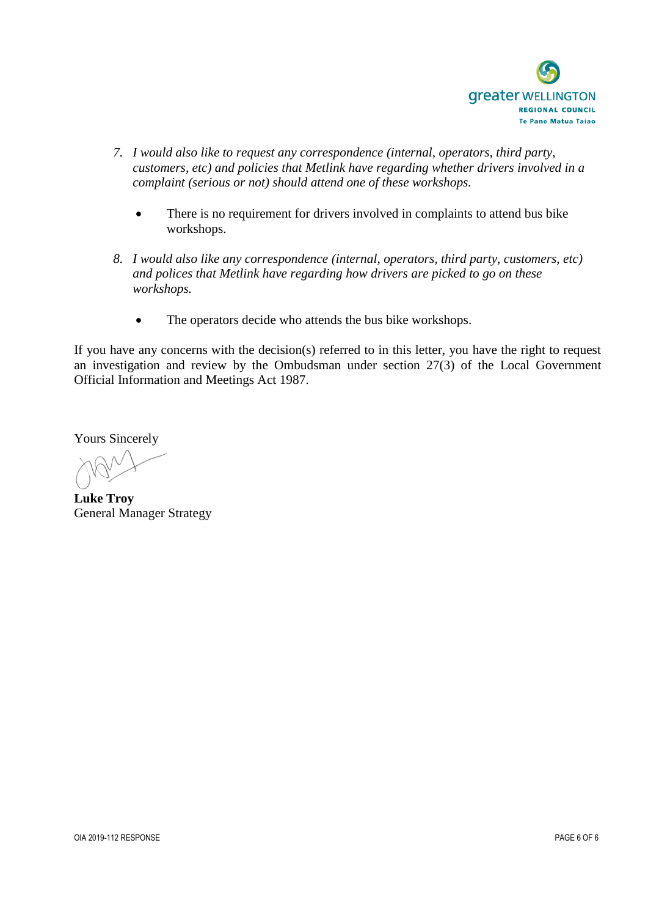7. *I would also like to request any correspondence (internal, operators, third party, customers, etc) and policies that Metlink have regarding whether drivers involved in a complaint (serious or not) should attend one of these workshops.*

    - There is no requirement for drivers involved in complaints to attend bus bike workshops.

8. *I would also like any correspondence (internal, operators, third party, customers, etc) and polices that Metlink have regarding how drivers are picked to go on these workshops.*

    - The operators decide who attends the bus bike workshops.

If you have any concerns with the decision(s) referred to in this letter, you have the right to request an investigation and review by the Ombudsman under section 27(3) of the Local Government Official Information and Meetings Act 1987.

Yours Sincerely

**Luke Troy**
General Manager Strategy